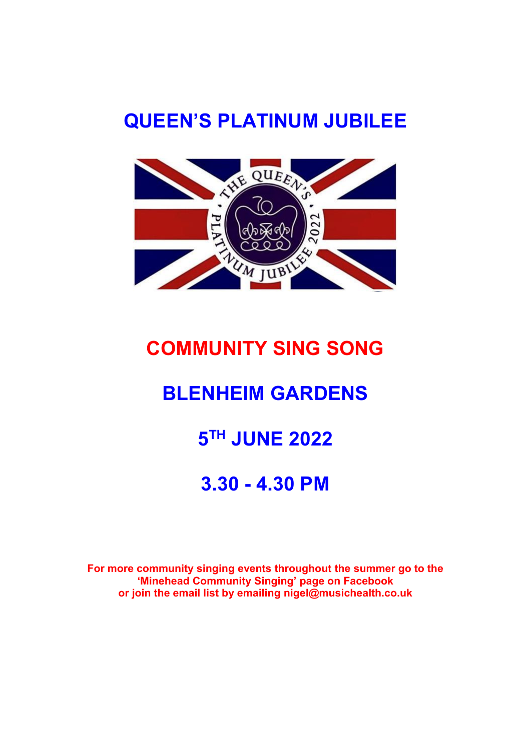# QUEEN'S PLATINUM JUBILEE

## COMMUNITY SING SONG

## BLENHEIM GARDENS

## 5TH JUNE 2022

## 3.30 - 4.30 PM

**For more community singing events throughout the summer go to the 'Minehead Community Singing' page on Facebook or join the email list by emailing nigel@musichealth.co.uk**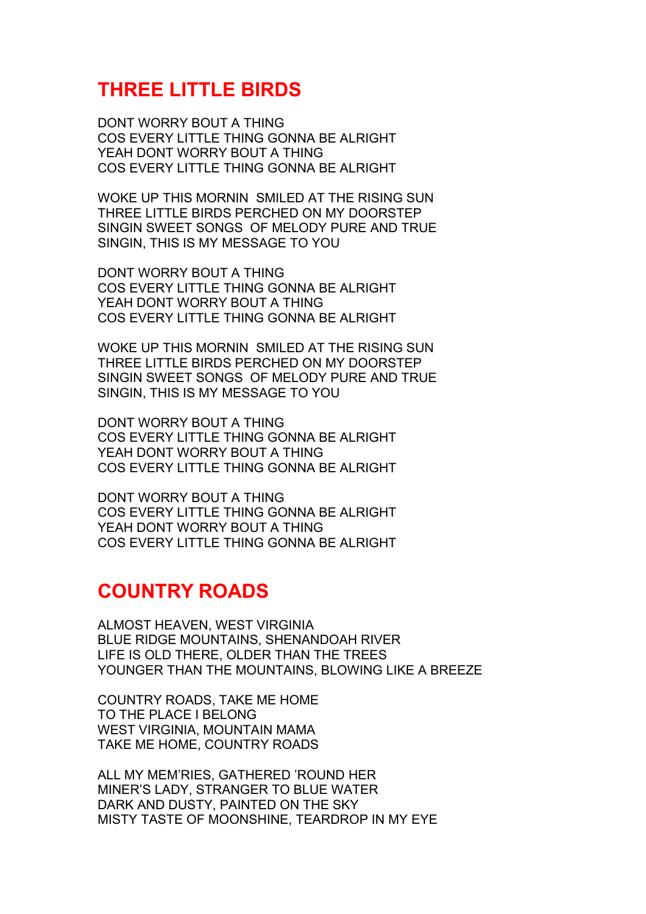## THREE LITTLE BIRDS

DONT WORRY BOUT A THING  
COS EVERY LITTLE THING GONNA BE ALRIGHT  
YEAH DONT WORRY BOUT A THING  
COS EVERY LITTLE THING GONNA BE ALRIGHT

WOKE UP THIS MORNIN  SMILED AT THE RISING SUN  
THREE LITTLE BIRDS PERCHED ON MY DOORSTEP  
SINGIN SWEET SONGS  OF MELODY PURE AND TRUE  
SINGIN, THIS IS MY MESSAGE TO YOU

DONT WORRY BOUT A THING  
COS EVERY LITTLE THING GONNA BE ALRIGHT  
YEAH DONT WORRY BOUT A THING  
COS EVERY LITTLE THING GONNA BE ALRIGHT

WOKE UP THIS MORNIN  SMILED AT THE RISING SUN  
THREE LITTLE BIRDS PERCHED ON MY DOORSTEP  
SINGIN SWEET SONGS  OF MELODY PURE AND TRUE  
SINGIN, THIS IS MY MESSAGE TO YOU

DONT WORRY BOUT A THING  
COS EVERY LITTLE THING GONNA BE ALRIGHT  
YEAH DONT WORRY BOUT A THING  
COS EVERY LITTLE THING GONNA BE ALRIGHT

DONT WORRY BOUT A THING  
COS EVERY LITTLE THING GONNA BE ALRIGHT  
YEAH DONT WORRY BOUT A THING  
COS EVERY LITTLE THING GONNA BE ALRIGHT

## COUNTRY ROADS

ALMOST HEAVEN, WEST VIRGINIA  
BLUE RIDGE MOUNTAINS, SHENANDOAH RIVER  
LIFE IS OLD THERE, OLDER THAN THE TREES  
YOUNGER THAN THE MOUNTAINS, BLOWING LIKE A BREEZE

COUNTRY ROADS, TAKE ME HOME  
TO THE PLACE I BELONG  
WEST VIRGINIA, MOUNTAIN MAMA  
TAKE ME HOME, COUNTRY ROADS

ALL MY MEM'RIES, GATHERED 'ROUND HER  
MINER'S LADY, STRANGER TO BLUE WATER  
DARK AND DUSTY, PAINTED ON THE SKY  
MISTY TASTE OF MOONSHINE, TEARDROP IN MY EYE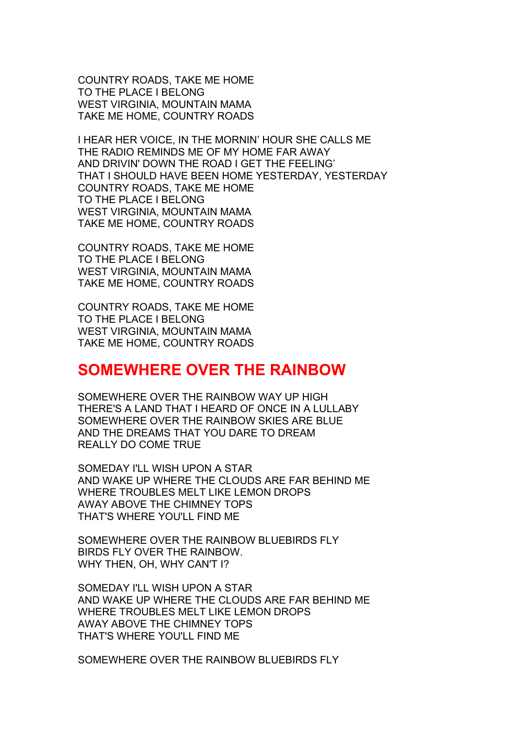COUNTRY ROADS, TAKE ME HOME
TO THE PLACE I BELONG
WEST VIRGINIA, MOUNTAIN MAMA
TAKE ME HOME, COUNTRY ROADS

I HEAR HER VOICE, IN THE MORNIN' HOUR SHE CALLS ME
THE RADIO REMINDS ME OF MY HOME FAR AWAY
AND DRIVIN' DOWN THE ROAD I GET THE FEELING'
THAT I SHOULD HAVE BEEN HOME YESTERDAY, YESTERDAY
COUNTRY ROADS, TAKE ME HOME
TO THE PLACE I BELONG
WEST VIRGINIA, MOUNTAIN MAMA
TAKE ME HOME, COUNTRY ROADS

COUNTRY ROADS, TAKE ME HOME
TO THE PLACE I BELONG
WEST VIRGINIA, MOUNTAIN MAMA
TAKE ME HOME, COUNTRY ROADS

COUNTRY ROADS, TAKE ME HOME
TO THE PLACE I BELONG
WEST VIRGINIA, MOUNTAIN MAMA
TAKE ME HOME, COUNTRY ROADS

## SOMEWHERE OVER THE RAINBOW

SOMEWHERE OVER THE RAINBOW WAY UP HIGH
THERE'S A LAND THAT I HEARD OF ONCE IN A LULLABY
SOMEWHERE OVER THE RAINBOW SKIES ARE BLUE
AND THE DREAMS THAT YOU DARE TO DREAM
REALLY DO COME TRUE

SOMEDAY I'LL WISH UPON A STAR
AND WAKE UP WHERE THE CLOUDS ARE FAR BEHIND ME
WHERE TROUBLES MELT LIKE LEMON DROPS
AWAY ABOVE THE CHIMNEY TOPS
THAT'S WHERE YOU'LL FIND ME

SOMEWHERE OVER THE RAINBOW BLUEBIRDS FLY
BIRDS FLY OVER THE RAINBOW.
WHY THEN, OH, WHY CAN'T I?

SOMEDAY I'LL WISH UPON A STAR
AND WAKE UP WHERE THE CLOUDS ARE FAR BEHIND ME
WHERE TROUBLES MELT LIKE LEMON DROPS
AWAY ABOVE THE CHIMNEY TOPS
THAT'S WHERE YOU'LL FIND ME

SOMEWHERE OVER THE RAINBOW BLUEBIRDS FLY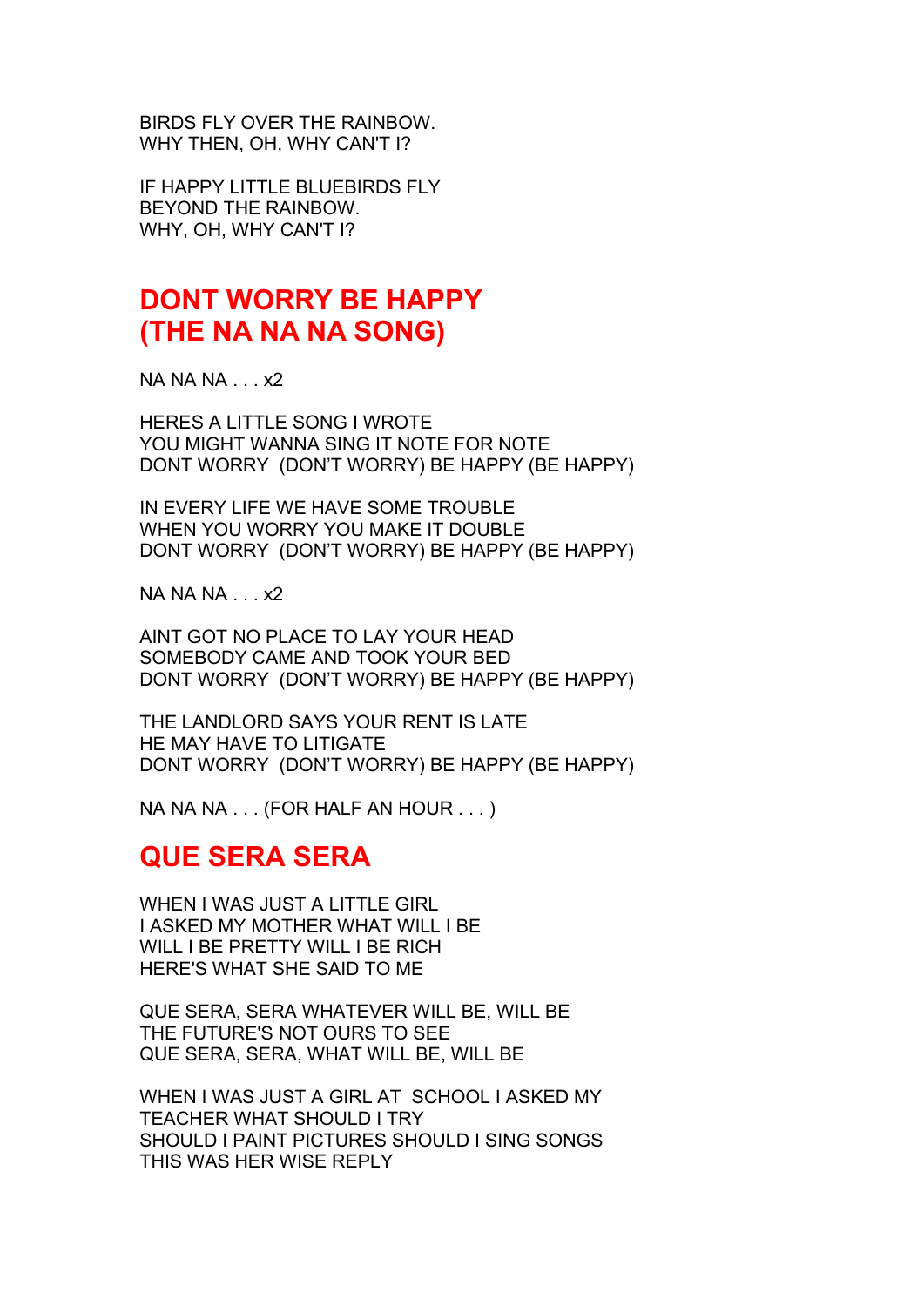BIRDS FLY OVER THE RAINBOW.
WHY THEN, OH, WHY CAN'T I?

IF HAPPY LITTLE BLUEBIRDS FLY
BEYOND THE RAINBOW.
WHY, OH, WHY CAN'T I?

## DONT WORRY BE HAPPY (THE NA NA NA SONG)

NA NA NA . . . x2

HERES A LITTLE SONG I WROTE
YOU MIGHT WANNA SING IT NOTE FOR NOTE
DONT WORRY (DON'T WORRY) BE HAPPY (BE HAPPY)

IN EVERY LIFE WE HAVE SOME TROUBLE
WHEN YOU WORRY YOU MAKE IT DOUBLE
DONT WORRY (DON'T WORRY) BE HAPPY (BE HAPPY)

NA NA NA . . . x2

AINT GOT NO PLACE TO LAY YOUR HEAD
SOMEBODY CAME AND TOOK YOUR BED
DONT WORRY (DON'T WORRY) BE HAPPY (BE HAPPY)

THE LANDLORD SAYS YOUR RENT IS LATE
HE MAY HAVE TO LITIGATE
DONT WORRY (DON'T WORRY) BE HAPPY (BE HAPPY)

NA NA NA . . . (FOR HALF AN HOUR . . . )

## QUE SERA SERA

WHEN I WAS JUST A LITTLE GIRL
I ASKED MY MOTHER WHAT WILL I BE
WILL I BE PRETTY WILL I BE RICH
HERE'S WHAT SHE SAID TO ME

QUE SERA, SERA WHATEVER WILL BE, WILL BE
THE FUTURE'S NOT OURS TO SEE
QUE SERA, SERA, WHAT WILL BE, WILL BE

WHEN I WAS JUST A GIRL AT SCHOOL I ASKED MY
TEACHER WHAT SHOULD I TRY
SHOULD I PAINT PICTURES SHOULD I SING SONGS
THIS WAS HER WISE REPLY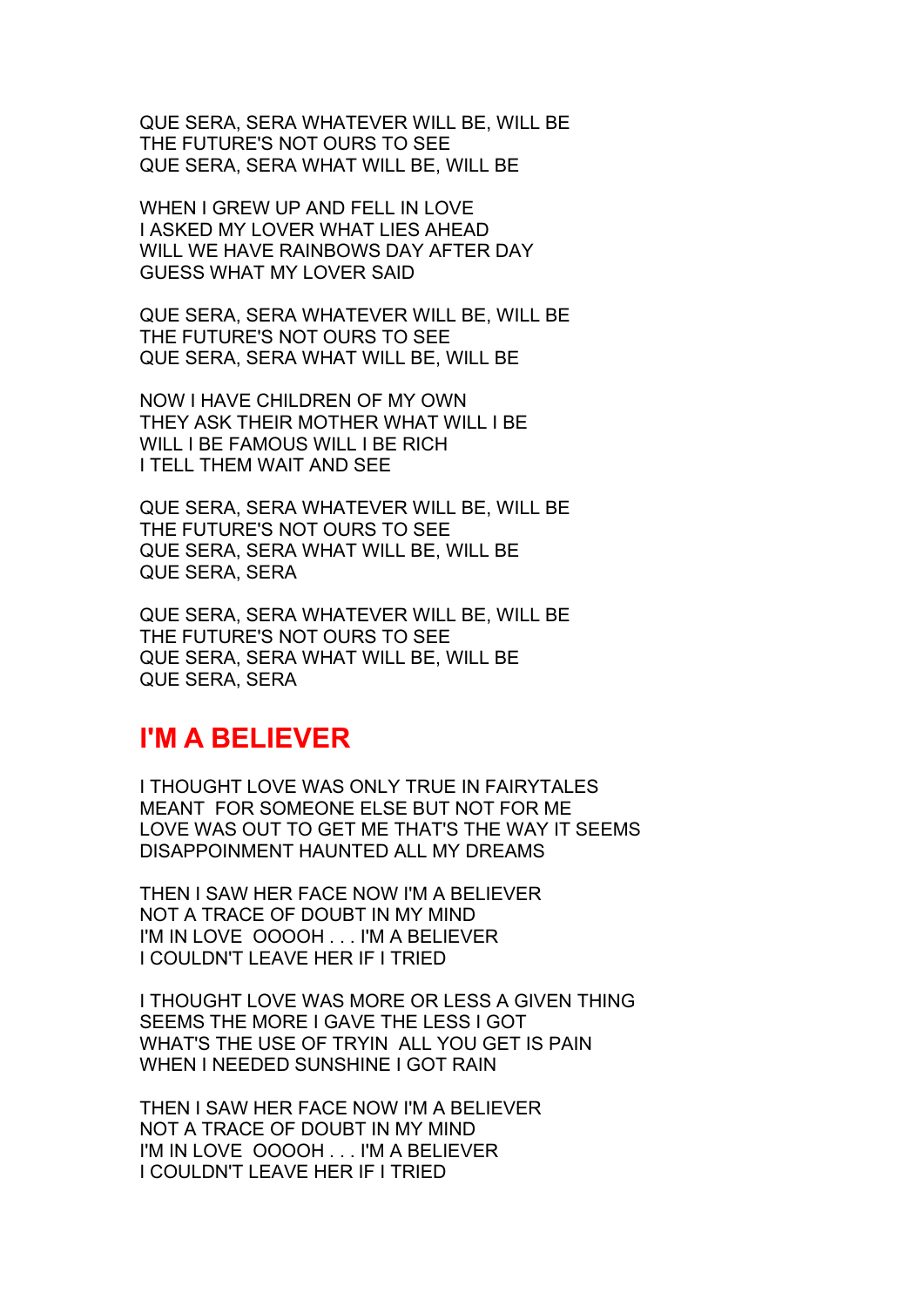QUE SERA, SERA WHATEVER WILL BE, WILL BE
THE FUTURE'S NOT OURS TO SEE
QUE SERA, SERA WHAT WILL BE, WILL BE

WHEN I GREW UP AND FELL IN LOVE
I ASKED MY LOVER WHAT LIES AHEAD
WILL WE HAVE RAINBOWS DAY AFTER DAY
GUESS WHAT MY LOVER SAID

QUE SERA, SERA WHATEVER WILL BE, WILL BE
THE FUTURE'S NOT OURS TO SEE
QUE SERA, SERA WHAT WILL BE, WILL BE

NOW I HAVE CHILDREN OF MY OWN
THEY ASK THEIR MOTHER WHAT WILL I BE
WILL I BE FAMOUS WILL I BE RICH
I TELL THEM WAIT AND SEE

QUE SERA, SERA WHATEVER WILL BE, WILL BE
THE FUTURE'S NOT OURS TO SEE
QUE SERA, SERA WHAT WILL BE, WILL BE
QUE SERA, SERA

QUE SERA, SERA WHATEVER WILL BE, WILL BE
THE FUTURE'S NOT OURS TO SEE
QUE SERA, SERA WHAT WILL BE, WILL BE
QUE SERA, SERA

## I'M A BELIEVER

I THOUGHT LOVE WAS ONLY TRUE IN FAIRYTALES
MEANT FOR SOMEONE ELSE BUT NOT FOR ME
LOVE WAS OUT TO GET ME THAT'S THE WAY IT SEEMS
DISAPPOINMENT HAUNTED ALL MY DREAMS

THEN I SAW HER FACE NOW I'M A BELIEVER
NOT A TRACE OF DOUBT IN MY MIND
I'M IN LOVE OOOOH . . . I'M A BELIEVER
I COULDN'T LEAVE HER IF I TRIED

I THOUGHT LOVE WAS MORE OR LESS A GIVEN THING
SEEMS THE MORE I GAVE THE LESS I GOT
WHAT'S THE USE OF TRYIN ALL YOU GET IS PAIN
WHEN I NEEDED SUNSHINE I GOT RAIN

THEN I SAW HER FACE NOW I'M A BELIEVER
NOT A TRACE OF DOUBT IN MY MIND
I'M IN LOVE OOOOH . . . I'M A BELIEVER
I COULDN'T LEAVE HER IF I TRIED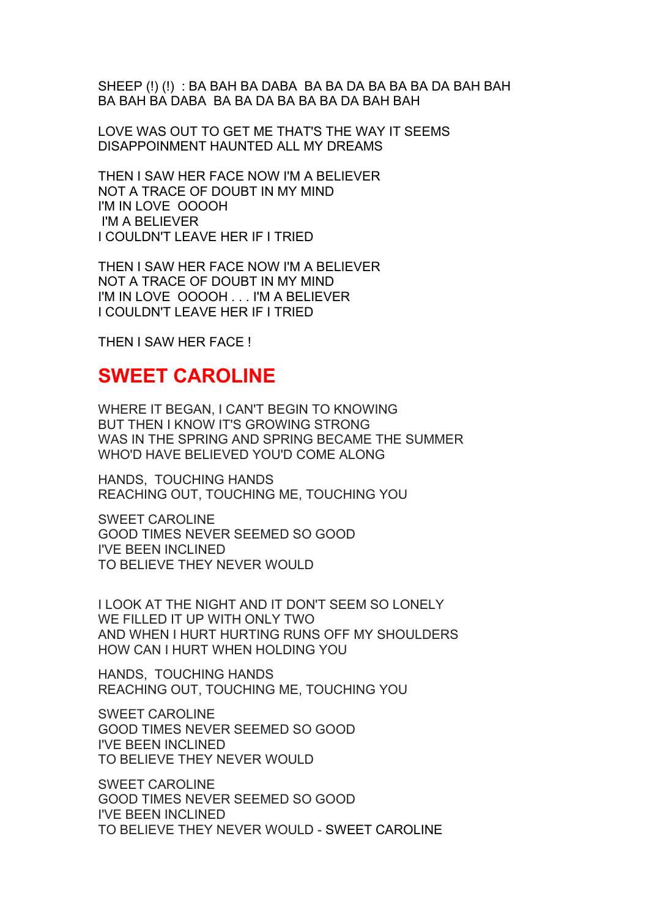SHEEP (!) (!) : BA BAH BA DABA BA BA DA BA BA BA DA BAH BAH
BA BAH BA DABA BA BA DA BA BA BA DA BAH BAH

LOVE WAS OUT TO GET ME THAT'S THE WAY IT SEEMS
DISAPPOINMENT HAUNTED ALL MY DREAMS

THEN I SAW HER FACE NOW I'M A BELIEVER
NOT A TRACE OF DOUBT IN MY MIND
I'M IN LOVE OOOOH
I'M A BELIEVER
I COULDN'T LEAVE HER IF I TRIED

THEN I SAW HER FACE NOW I'M A BELIEVER
NOT A TRACE OF DOUBT IN MY MIND
I'M IN LOVE OOOOH . . . I'M A BELIEVER
I COULDN'T LEAVE HER IF I TRIED

THEN I SAW HER FACE !

## SWEET CAROLINE

WHERE IT BEGAN, I CAN'T BEGIN TO KNOWING
BUT THEN I KNOW IT'S GROWING STRONG
WAS IN THE SPRING AND SPRING BECAME THE SUMMER
WHO'D HAVE BELIEVED YOU'D COME ALONG

HANDS, TOUCHING HANDS
REACHING OUT, TOUCHING ME, TOUCHING YOU

SWEET CAROLINE
GOOD TIMES NEVER SEEMED SO GOOD
I'VE BEEN INCLINED
TO BELIEVE THEY NEVER WOULD

I LOOK AT THE NIGHT AND IT DON'T SEEM SO LONELY
WE FILLED IT UP WITH ONLY TWO
AND WHEN I HURT HURTING RUNS OFF MY SHOULDERS
HOW CAN I HURT WHEN HOLDING YOU

HANDS, TOUCHING HANDS
REACHING OUT, TOUCHING ME, TOUCHING YOU

SWEET CAROLINE
GOOD TIMES NEVER SEEMED SO GOOD
I'VE BEEN INCLINED
TO BELIEVE THEY NEVER WOULD

SWEET CAROLINE
GOOD TIMES NEVER SEEMED SO GOOD
I'VE BEEN INCLINED
TO BELIEVE THEY NEVER WOULD - SWEET CAROLINE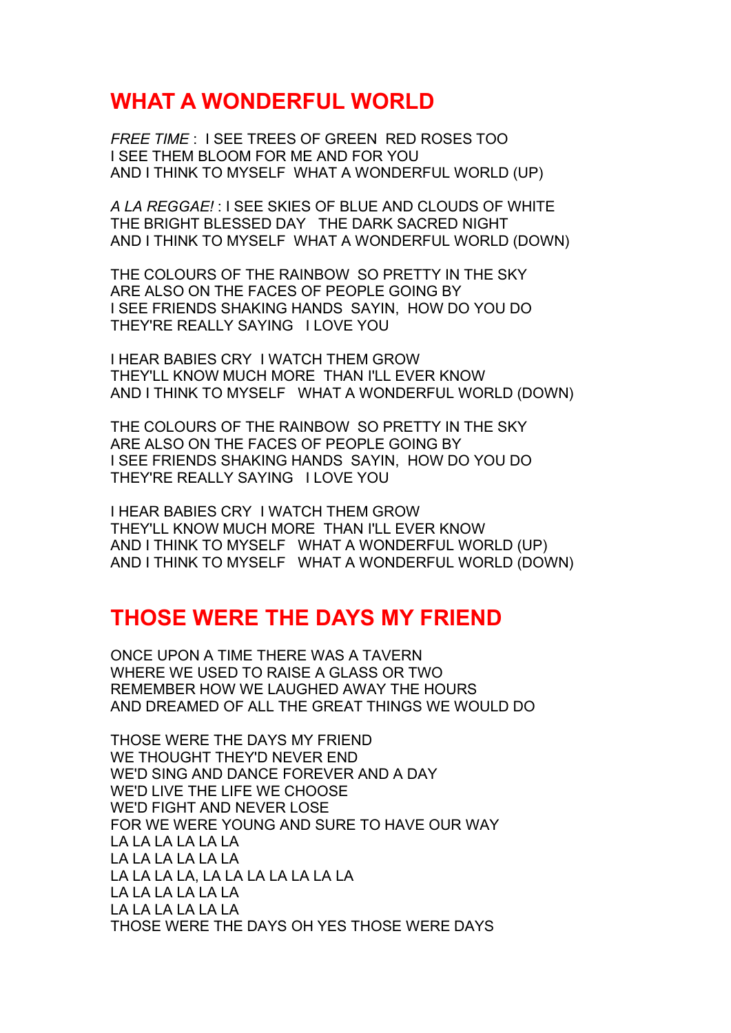## WHAT A WONDERFUL WORLD

*FREE TIME* :  I SEE TREES OF GREEN  RED ROSES TOO
I SEE THEM BLOOM FOR ME AND FOR YOU
AND I THINK TO MYSELF  WHAT A WONDERFUL WORLD (UP)

*A LA REGGAE!* : I SEE SKIES OF BLUE AND CLOUDS OF WHITE
THE BRIGHT BLESSED DAY   THE DARK SACRED NIGHT
AND I THINK TO MYSELF  WHAT A WONDERFUL WORLD (DOWN)

THE COLOURS OF THE RAINBOW  SO PRETTY IN THE SKY
ARE ALSO ON THE FACES OF PEOPLE GOING BY
I SEE FRIENDS SHAKING HANDS  SAYIN,  HOW DO YOU DO
THEY'RE REALLY SAYING   I LOVE YOU

I HEAR BABIES CRY  I WATCH THEM GROW
THEY'LL KNOW MUCH MORE  THAN I'LL EVER KNOW
AND I THINK TO MYSELF   WHAT A WONDERFUL WORLD (DOWN)

THE COLOURS OF THE RAINBOW  SO PRETTY IN THE SKY
ARE ALSO ON THE FACES OF PEOPLE GOING BY
I SEE FRIENDS SHAKING HANDS  SAYIN,  HOW DO YOU DO
THEY'RE REALLY SAYING   I LOVE YOU

I HEAR BABIES CRY  I WATCH THEM GROW
THEY'LL KNOW MUCH MORE  THAN I'LL EVER KNOW
AND I THINK TO MYSELF   WHAT A WONDERFUL WORLD (UP)
AND I THINK TO MYSELF   WHAT A WONDERFUL WORLD (DOWN)

## THOSE WERE THE DAYS MY FRIEND

ONCE UPON A TIME THERE WAS A TAVERN
WHERE WE USED TO RAISE A GLASS OR TWO
REMEMBER HOW WE LAUGHED AWAY THE HOURS
AND DREAMED OF ALL THE GREAT THINGS WE WOULD DO

THOSE WERE THE DAYS MY FRIEND
WE THOUGHT THEY'D NEVER END
WE'D SING AND DANCE FOREVER AND A DAY
WE'D LIVE THE LIFE WE CHOOSE
WE'D FIGHT AND NEVER LOSE
FOR WE WERE YOUNG AND SURE TO HAVE OUR WAY
LA LA LA LA LA LA
LA LA LA LA LA LA
LA LA LA LA, LA LA LA LA LA LA LA
LA LA LA LA LA LA
LA LA LA LA LA LA
THOSE WERE THE DAYS OH YES THOSE WERE DAYS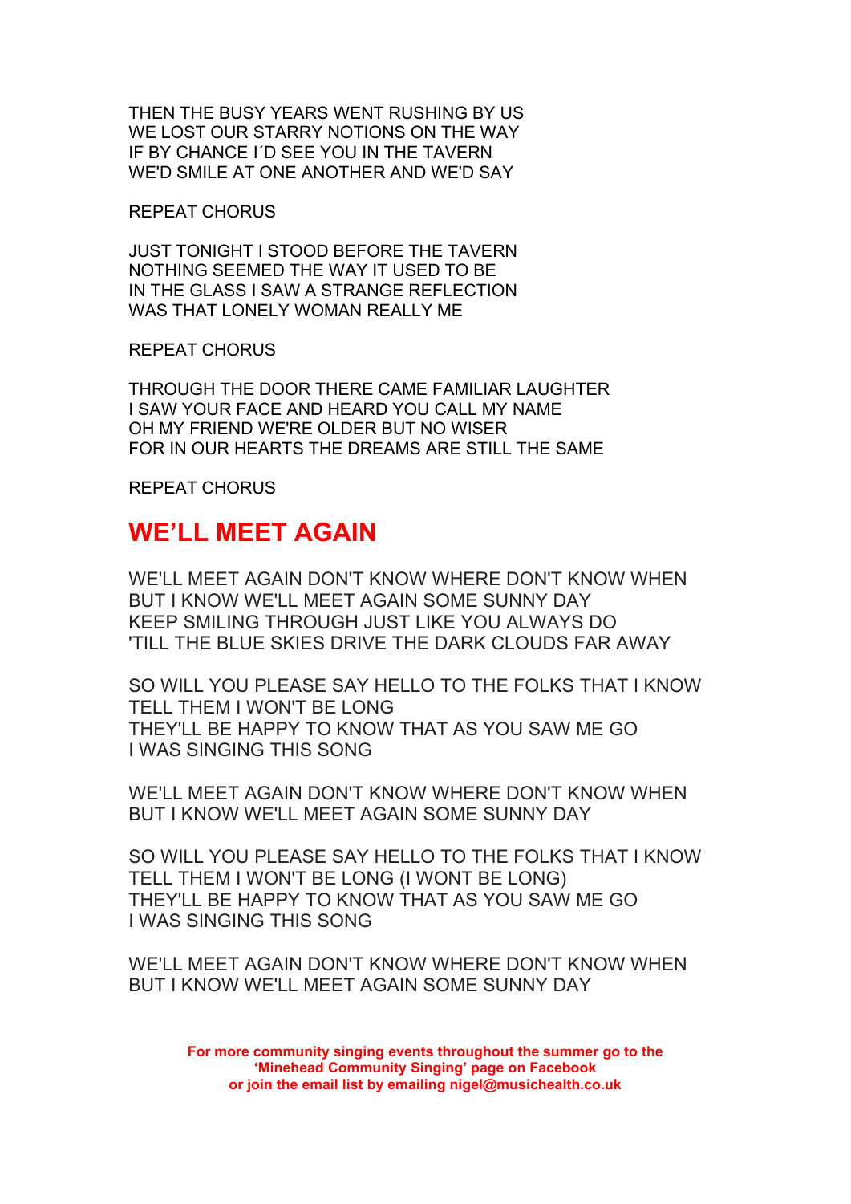THEN THE BUSY YEARS WENT RUSHING BY US
WE LOST OUR STARRY NOTIONS ON THE WAY
IF BY CHANCE I´D SEE YOU IN THE TAVERN
WE'D SMILE AT ONE ANOTHER AND WE'D SAY

REPEAT CHORUS

JUST TONIGHT I STOOD BEFORE THE TAVERN
NOTHING SEEMED THE WAY IT USED TO BE
IN THE GLASS I SAW A STRANGE REFLECTION
WAS THAT LONELY WOMAN REALLY ME

REPEAT CHORUS

THROUGH THE DOOR THERE CAME FAMILIAR LAUGHTER
I SAW YOUR FACE AND HEARD YOU CALL MY NAME
OH MY FRIEND WE'RE OLDER BUT NO WISER
FOR IN OUR HEARTS THE DREAMS ARE STILL THE SAME

REPEAT CHORUS

## WE’LL MEET AGAIN

WE'LL MEET AGAIN DON'T KNOW WHERE DON'T KNOW WHEN
BUT I KNOW WE'LL MEET AGAIN SOME SUNNY DAY
KEEP SMILING THROUGH JUST LIKE YOU ALWAYS DO
'TILL THE BLUE SKIES DRIVE THE DARK CLOUDS FAR AWAY

SO WILL YOU PLEASE SAY HELLO TO THE FOLKS THAT I KNOW
TELL THEM I WON'T BE LONG
THEY'LL BE HAPPY TO KNOW THAT AS YOU SAW ME GO
I WAS SINGING THIS SONG

WE'LL MEET AGAIN DON'T KNOW WHERE DON'T KNOW WHEN
BUT I KNOW WE'LL MEET AGAIN SOME SUNNY DAY

SO WILL YOU PLEASE SAY HELLO TO THE FOLKS THAT I KNOW
TELL THEM I WON'T BE LONG (I WONT BE LONG)
THEY'LL BE HAPPY TO KNOW THAT AS YOU SAW ME GO
I WAS SINGING THIS SONG

WE'LL MEET AGAIN DON'T KNOW WHERE DON'T KNOW WHEN
BUT I KNOW WE'LL MEET AGAIN SOME SUNNY DAY

**For more community singing events throughout the summer go to the ‘Minehead Community Singing’ page on Facebook or join the email list by emailing nigel@musichealth.co.uk**